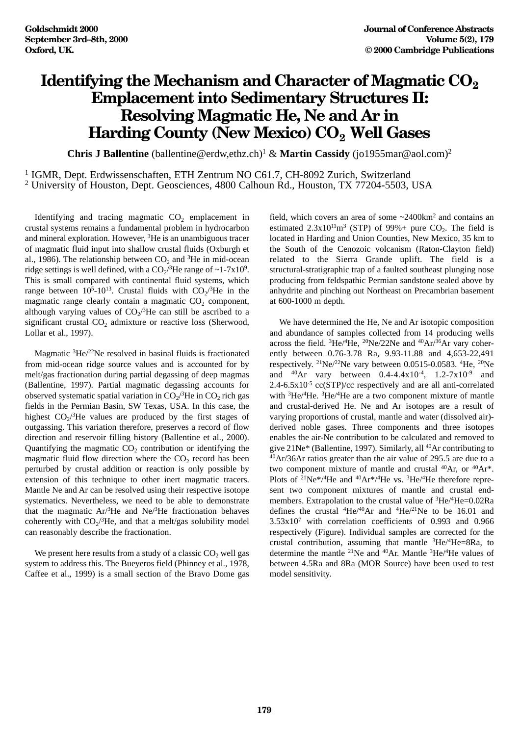# Identifying the Mechanism and Character of Magmatic $CO_2$ Emplacement into Sedimentary Structures II: Resolving Magmatic He, Ne and Ar in Harding County (New Mexico) $CO_2$ Well Gases

**Chris J Ballentine** (ballentine@erdw,ethz.ch)[1] & **Martin Cassidy** (jo1955mar@aol.com)[2]

[1] IGMR, Dept. Erdwissenschaften, ETH Zentrum NO C61.7, CH-8092 Zurich, Switzerland
[2] University of Houston, Dept. Geosciences, 4800 Calhoun Rd., Houston, TX 77204-5503, USA

Identifying and tracing magmatic $CO_2$ emplacement in crustal systems remains a fundamental problem in hydrocarbon and mineral exploration. However, $^3He$ is an unambiguous tracer of magmatic fluid input into shallow crustal fluids (Oxburgh et al., 1986). The relationship between $CO_2$ and $^3He$ in mid-ocean ridge settings is well defined, with a $CO_2/^3He$ range of ~1-7x10$^9$. This is small compared with continental fluid systems, which range between $10^5$-$10^{13}$. Crustal fluids with $CO_2/^3He$ in the magmatic range clearly contain a magmatic $CO_2$ component, although varying values of $CO_2/^3He$ can still be ascribed to a significant crustal $CO_2$ admixture or reactive loss (Sherwood, Lollar et al., 1997).

Magmatic $^3He/^{22}Ne$ resolved in basinal fluids is fractionated from mid-ocean ridge source values and is accounted for by melt/gas fractionation during partial degassing of deep magmas (Ballentine, 1997). Partial magmatic degassing accounts for observed systematic spatial variation in $CO_2/^3He$ in $CO_2$ rich gas fields in the Permian Basin, SW Texas, USA. In this case, the highest $CO_2/^3He$ values are produced by the first stages of outgassing. This variation therefore, preserves a record of flow direction and reservoir filling history (Ballentine et al., 2000). Quantifying the magmatic $CO_2$ contribution or identifying the magmatic fluid flow direction where the $CO_2$ record has been perturbed by crustal addition or reaction is only possible by extension of this technique to other inert magmatic tracers. Mantle Ne and Ar can be resolved using their respective isotope systematics. Nevertheless, we need to be able to demonstrate that the magmatic $Ar/^3He$ and $Ne/^3He$ fractionation behaves coherently with $CO_2/^3He$, and that a melt/gas solubility model can reasonably describe the fractionation.

We present here results from a study of a classic $CO_2$ well gas system to address this. The Bueyeros field (Phinney et al., 1978, Caffee et al., 1999) is a small section of the Bravo Dome gas field, which covers an area of some ~2400km$^2$ and contains an estimated 2.3x10$^{11}$m$^3$ (STP) of 99%+ pure $CO_2$. The field is located in Harding and Union Counties, New Mexico, 35 km to the South of the Cenozoic volcanism (Raton-Clayton field) related to the Sierra Grande uplift. The field is a structural-stratigraphic trap of a faulted southeast plunging nose producing from feldspathic Permian sandstone sealed above by anhydrite and pinching out Northeast on Precambrian basement at 600-1000 m depth.

We have determined the He, Ne and Ar isotopic composition and abundance of samples collected from 14 producing wells across the field. $^3He/^4He$, $^{20}Ne/22Ne$ and $^{40}Ar/^{36}Ar$ vary coherently between 0.76-3.78 Ra, 9.93-11.88 and 4,653-22,491 respectively. $^{21}Ne/^{22}Ne$ vary between 0.0515-0.0583. $^4He$, $^{20}Ne$ and $^{40}Ar$ vary between 0.4-4.4x10$^{-4}$, 1.2-7x10$^{-9}$ and 2.4-6.5x10$^{-5}$ cc(STP)/cc respectively and are all anti-correlated with $^3He/^4He$. $^3He/^4He$ are a two component mixture of mantle and crustal-derived He. Ne and Ar isotopes are a result of varying proportions of crustal, mantle and water (dissolved air)-derived noble gases. Three components and three isotopes enables the air-Ne contribution to be calculated and removed to give 21Ne* (Ballentine, 1997). Similarly, all $^{40}Ar$ contributing to $^{40}Ar/36Ar$ ratios greater than the air value of 295.5 are due to a two component mixture of mantle and crustal $^{40}Ar$, or $^{40}Ar^*$. Plots of $^{21}Ne^*/^4He$ and $^{40}Ar^*/^4He$ vs. $^3He/^4He$ therefore represent two component mixtures of mantle and crustal end-members. Extrapolation to the crustal value of $^3He/^4He$=0.02Ra defines the crustal $^4He/^{40}Ar$ and $^4He/^{21}Ne$ to be 16.01 and 3.53x10$^7$ with correlation coefficients of 0.993 and 0.966 respectively (Figure). Individual samples are corrected for the crustal contribution, assuming that mantle $^3He/^4He$=8Ra, to determine the mantle $^{21}Ne$ and $^{40}Ar$. Mantle $^3He/^4He$ values of between 4.5Ra and 8Ra (MOR Source) have been used to test model sensitivity.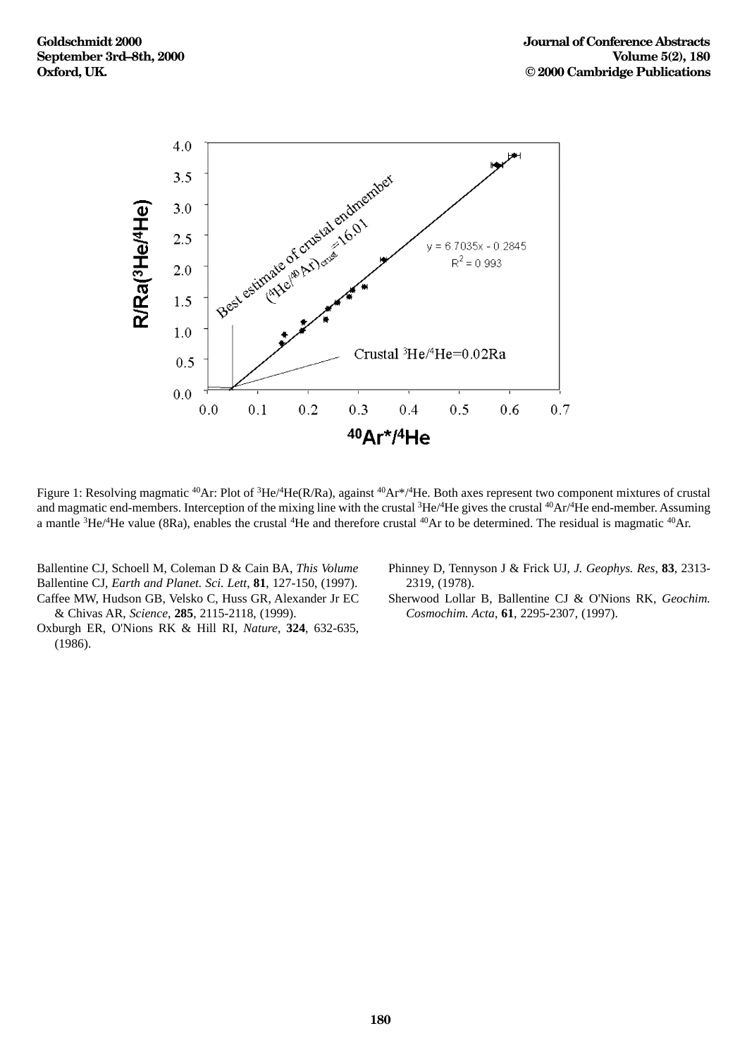4.0
3.5
3.0
2.5
2.0
1.5
1.0
0.5
0.0

R/Ra($^3$He/$^4$He)

0.0 0.1 0.2 0.3 0.4 0.5 0.6 0.7

$^{40}$Ar*/$^4$He

Best estimate of crustal endmember ($^4$He/$^{40}$Ar)$_{crust}$=16.01

$y = 6.7035x - 0.2845$
$R^2 = 0.993$

Crustal $^3$He/$^4$He=0.02Ra

Figure 1: Resolving magmatic $^{40}$Ar: Plot of $^3$He/$^4$He(R/Ra), against $^{40}$Ar*/$^4$He. Both axes represent two component mixtures of crustal and magmatic end-members. Interception of the mixing line with the crustal $^3$He/$^4$He gives the crustal $^{40}$Ar/$^4$He end-member. Assuming a mantle $^3$He/$^4$He value (8Ra), enables the crustal $^4$He and therefore crustal $^{40}$Ar to be determined. The residual is magmatic $^{40}$Ar.

Ballentine CJ, Schoell M, Coleman D & Cain BA, *This Volume*

Ballentine CJ, *Earth and Planet. Sci. Lett*, **81**, 127-150, (1997).

Caffee MW, Hudson GB, Velsko C, Huss GR, Alexander Jr EC & Chivas AR, *Science*, **285**, 2115-2118, (1999).

Oxburgh ER, O'Nions RK & Hill RI, *Nature*, **324**, 632-635, (1986).

Phinney D, Tennyson J & Frick UJ, *J. Geophys. Res*, **83**, 2313-2319, (1978).

Sherwood Lollar B, Ballentine CJ & O'Nions RK, *Geochim. Cosmochim. Acta*, **61**, 2295-2307, (1997).